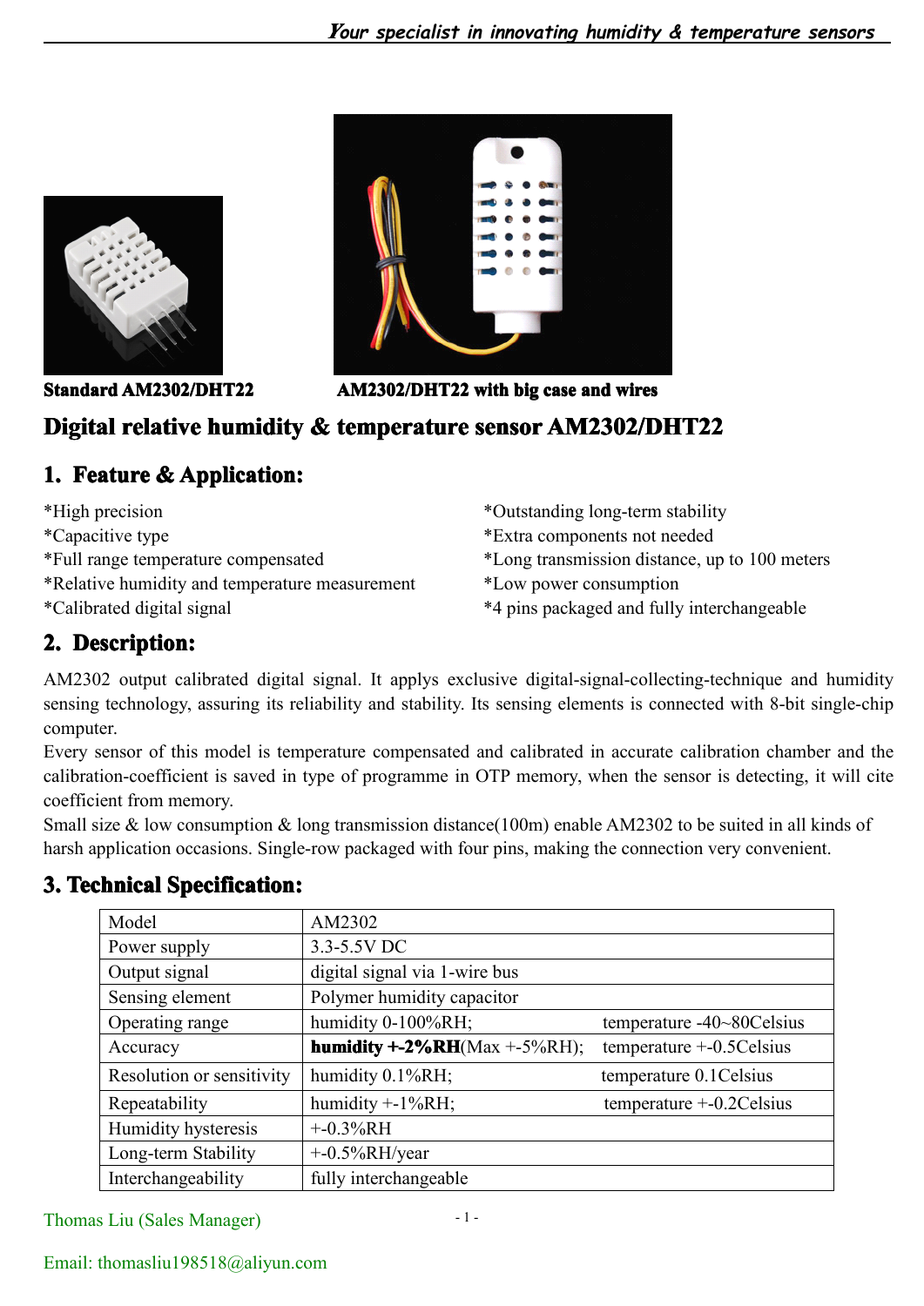**Standard AM2302/DHT22** **AM2302/DHT22 with big case and wires**

# Digital relative humidity & temperature sensor AM2302/DHT22

## 1. Feature & Application:

*High precision
*Capacitive type
*Full range temperature compensated
*Relative humidity and temperature measurement
*Calibrated digital signal
*Outstanding long-term stability
*Extra components not needed
*Long transmission distance, up to 100 meters
*Low power consumption
*4 pins packaged and fully interchangeable

## 2. Description:

AM2302 output calibrated digital signal. It applys exclusive digital-signal-collecting-technique and humidity sensing technology, assuring its reliability and stability. Its sensing elements is connected with 8-bit single-chip computer.

Every sensor of this model is temperature compensated and calibrated in accurate calibration chamber and the calibration-coefficient is saved in type of programme in OTP memory, when the sensor is detecting, it will cite coefficient from memory.

Small size & low consumption & long transmission distance(100m) enable AM2302 to be suited in all kinds of harsh application occasions. Single-row packaged with four pins, making the connection very convenient.

## 3. Technical Specification:

| Model | AM2302 | |
|---|---|---|
| Power supply | 3.3-5.5V DC | |
| Output signal | digital signal via 1-wire bus | |
| Sensing element | Polymer humidity capacitor | |
| Operating range | humidity 0-100%RH; | temperature -40~80Celsius |
| Accuracy | **humidity +-2%RH**(Max +-5%RH); | temperature +-0.5Celsius |
| Resolution or sensitivity | humidity 0.1%RH; | temperature 0.1Celsius |
| Repeatability | humidity +-1%RH; | temperature +-0.2Celsius |
| Humidity hysteresis | +-0.3%RH | |
| Long-term Stability | +-0.5%RH/year | |
| Interchangeability | fully interchangeable | |

Thomas Liu (Sales Manager)

Email: thomasliu198518@aliyun.com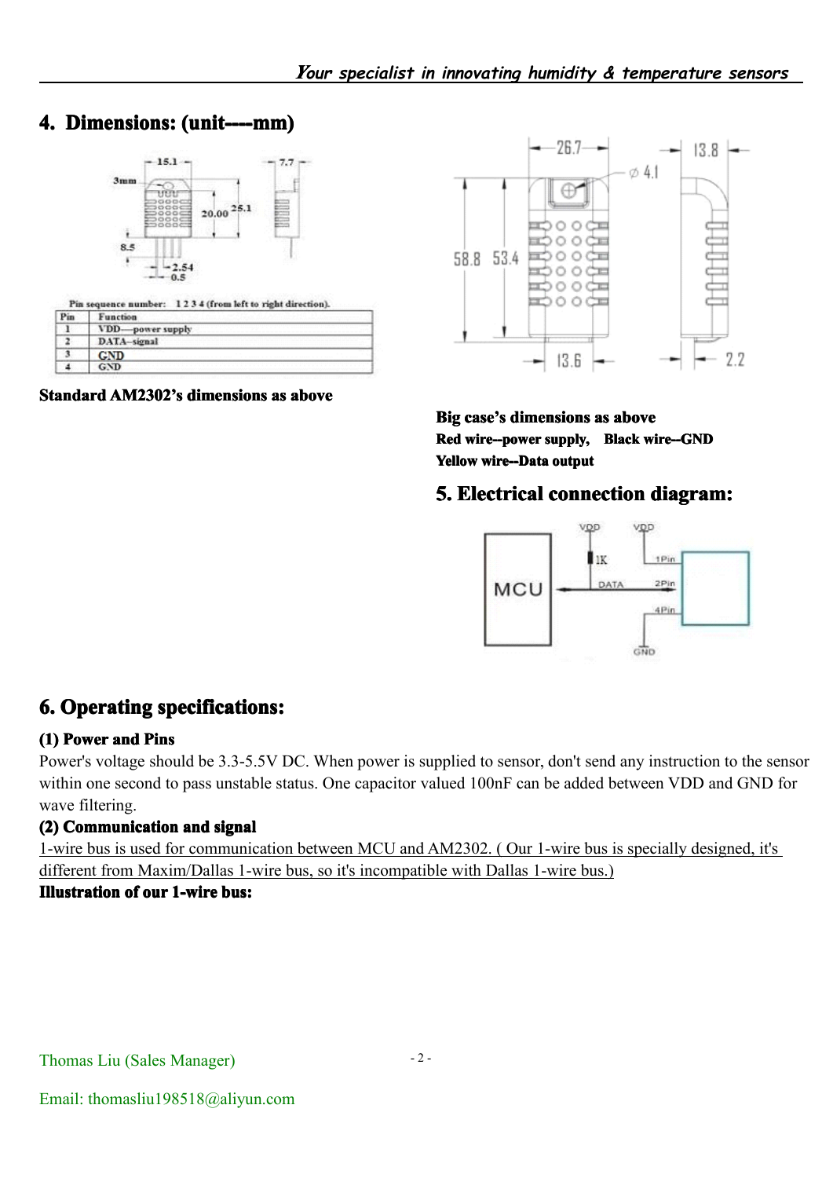## 4. Dimensions: (unit----mm)

Pin sequence number: 1 2 3 4 (from left to right direction).

| Pin | Function |
|---|---|
| 1 | VDD—power supply |
| 2 | DATA–signal |
| 3 | GND |
| 4 | GND |

**Standard AM2302's dimensions as above**

**Big case's dimensions as above**

**Red wire--power supply, Black wire--GND**

**Yellow wire--Data output**

## 5. Electrical connection diagram:

## 6. Operating specifications:

**(1) Power and Pins**

Power's voltage should be 3.3-5.5V DC. When power is supplied to sensor, don't send any instruction to the sensor within one second to pass unstable status. One capacitor valued 100nF can be added between VDD and GND for wave filtering.

**(2) Communication and signal**

1-wire bus is used for communication between MCU and AM2302. ( Our 1-wire bus is specially designed, it's different from Maxim/Dallas 1-wire bus, so it's incompatible with Dallas 1-wire bus.)

**Illustration of our 1-wire bus:**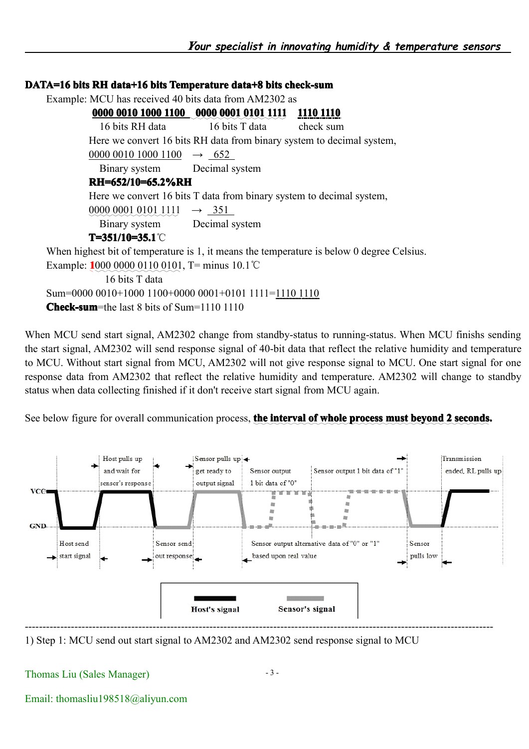**DATA=16 bits RH data+16 bits Temperature data+8 bits check-sum**

Example: MCU has received 40 bits data from AM2302 as

**0000 0010 1000 1100** **0000 0001 0101 1111** **1110 1110**

16 bits RH data 16 bits T data check sum

Here we convert 16 bits RH data from binary system to decimal system,

0000 0010 1000 1100 → 652

Binary system Decimal system

**RH=652/10=65.2%RH**

Here we convert 16 bits T data from binary system to decimal system,

0000 0001 0101 1111 → 351

Binary system Decimal system

**T=351/10=35.1**℃

When highest bit of temperature is 1, it means the temperature is below 0 degree Celsius.

Example: **1**000 0000 0110 0101, T= minus 10.1℃

16 bits T data

Sum=0000 0010+1000 1100+0000 0001+0101 1111=1110 1110

**Check-sum**=the last 8 bits of Sum=1110 1110

When MCU send start signal, AM2302 change from standby-status to running-status. When MCU finishs sending the start signal, AM2302 will send response signal of 40-bit data that reflect the relative humidity and temperature to MCU. Without start signal from MCU, AM2302 will not give response signal to MCU. One start signal for one response data from AM2302 that reflect the relative humidity and temperature. AM2302 will change to standby status when data collecting finished if it don't receive start signal from MCU again.

See below figure for overall communication process, **the interval of whole process must beyond 2 seconds.**

VCC | GND

Host send start signal | Host pulls up and wait for sensor's response | Sensor send out response | Sensor pulls up get ready to output signal | Sensor output 1 bit data of "0" | Sensor output 1 bit data of "1" | Sensor output alternative data of "0" or "1" based upon real value | Sensor pulls low | Transmission ended, RL pulls up

Host's signal | Sensor's signal

---

1) Step 1: MCU send out start signal to AM2302 and AM2302 send response signal to MCU

Thomas Liu (Sales Manager)

Email: thomasliu198518@aliyun.com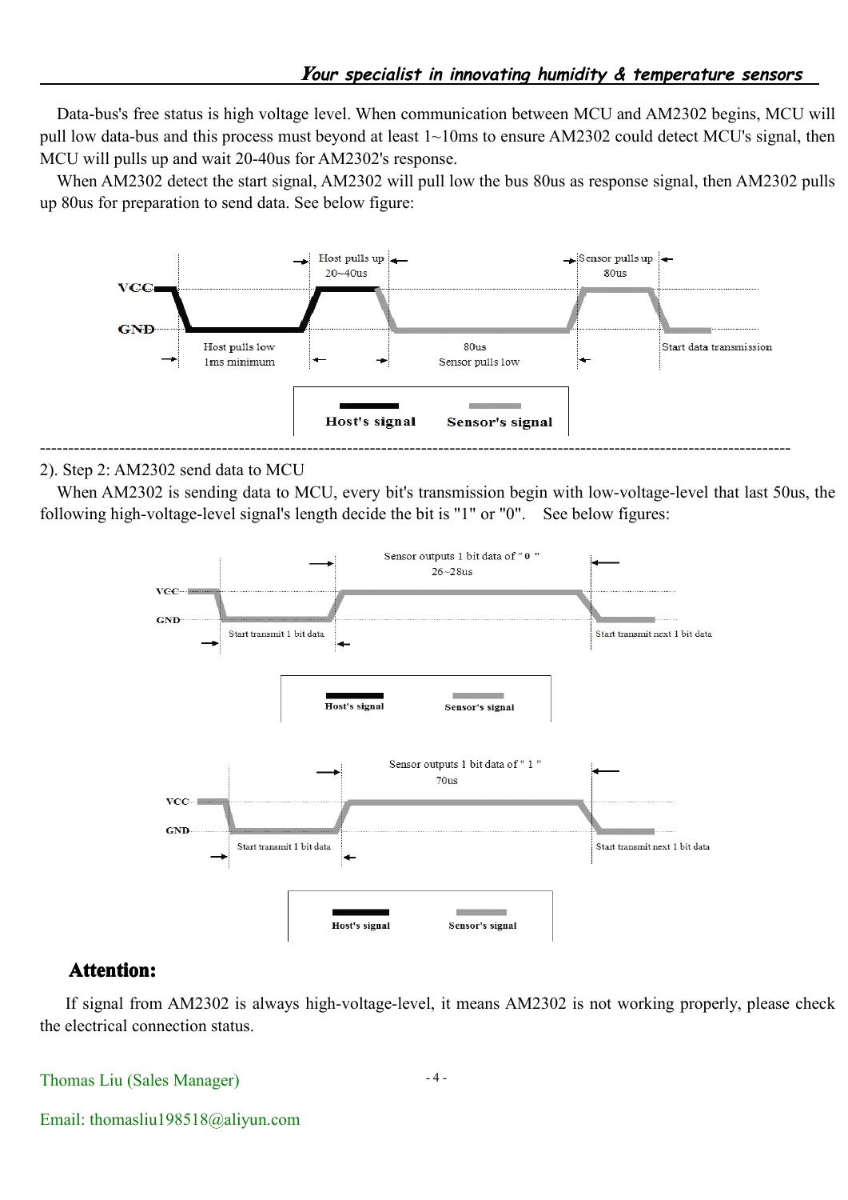Data-bus's free status is high voltage level. When communication between MCU and AM2302 begins, MCU will pull low data-bus and this process must beyond at least 1~10ms to ensure AM2302 could detect MCU's signal, then MCU will pulls up and wait 20-40us for AM2302's response.

When AM2302 detect the start signal, AM2302 will pull low the bus 80us as response signal, then AM2302 pulls up 80us for preparation to send data. See below figure:

Host pulls up 20~40us | Sensor pulls up 80us | VCC | GND | Host pulls low 1ms minimum | 80us Sensor pulls low | Start data transmission

Host's signal | Sensor's signal

---

2). Step 2: AM2302 send data to MCU

When AM2302 is sending data to MCU, every bit's transmission begin with low-voltage-level that last 50us, the following high-voltage-level signal's length decide the bit is "1" or "0". See below figures:

Sensor outputs 1 bit data of " 0 " 26~28us | VCC | GND | Start transmit 1 bit data | Start transmit next 1 bit data

Host's signal | Sensor's signal

Sensor outputs 1 bit data of " 1 " 70us | VCC | GND | Start transmit 1 bit data | Start transmit next 1 bit data

Host's signal | Sensor's signal

## Attention:

If signal from AM2302 is always high-voltage-level, it means AM2302 is not working properly, please check the electrical connection status.

Thomas Liu (Sales Manager)

Email: thomasliu198518@aliyun.com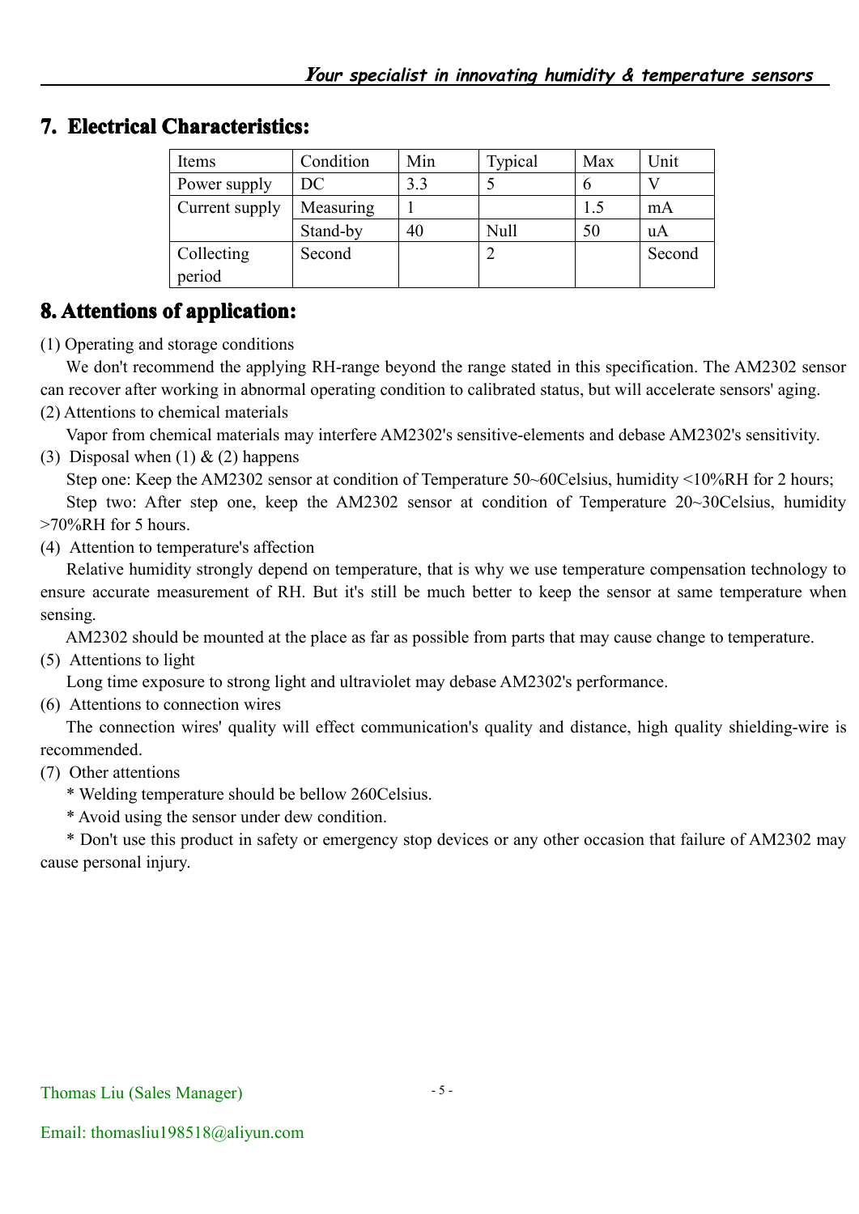## 7. Electrical Characteristics:

| Items | Condition | Min | Typical | Max | Unit |
|---|---|---|---|---|---|
| Power supply | DC | 3.3 | 5 | 6 | V |
| Current supply | Measuring | 1 | | 1.5 | mA |
| | Stand-by | 40 | Null | 50 | uA |
| Collecting period | Second | | 2 | | Second |

## 8. Attentions of application:

(1) Operating and storage conditions

We don't recommend the applying RH-range beyond the range stated in this specification. The AM2302 sensor can recover after working in abnormal operating condition to calibrated status, but will accelerate sensors' aging.

(2) Attentions to chemical materials

Vapor from chemical materials may interfere AM2302's sensitive-elements and debase AM2302's sensitivity.

(3) Disposal when (1) & (2) happens

Step one: Keep the AM2302 sensor at condition of Temperature 50~60Celsius, humidity <10%RH for 2 hours;

Step two: After step one, keep the AM2302 sensor at condition of Temperature 20~30Celsius, humidity >70%RH for 5 hours.

(4) Attention to temperature's affection

Relative humidity strongly depend on temperature, that is why we use temperature compensation technology to ensure accurate measurement of RH. But it's still be much better to keep the sensor at same temperature when sensing.

AM2302 should be mounted at the place as far as possible from parts that may cause change to temperature.

(5) Attentions to light

Long time exposure to strong light and ultraviolet may debase AM2302's performance.

(6) Attentions to connection wires

The connection wires' quality will effect communication's quality and distance, high quality shielding-wire is recommended.

(7) Other attentions

* Welding temperature should be bellow 260Celsius.

* Avoid using the sensor under dew condition.

* Don't use this product in safety or emergency stop devices or any other occasion that failure of AM2302 may cause personal injury.